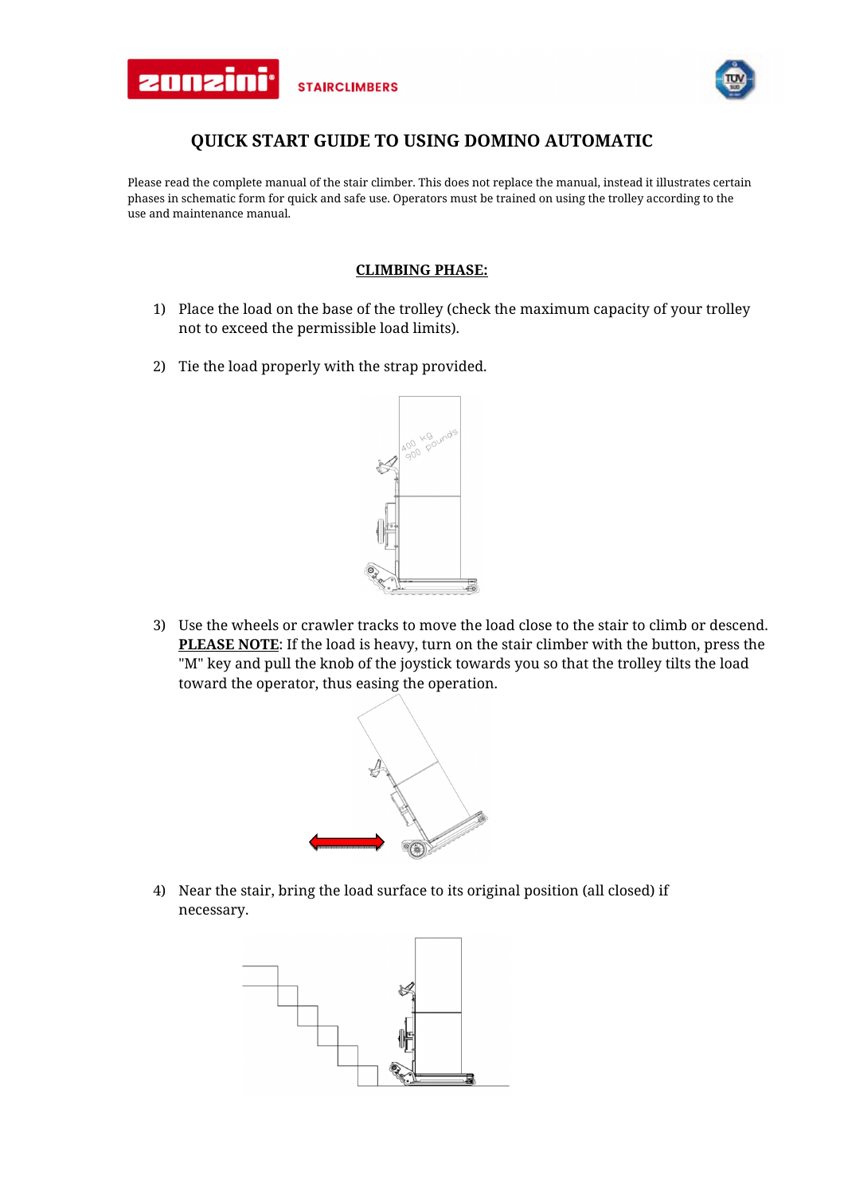# QUICK START GUIDE TO USING DOMINO AUTOMATIC

Please read the complete manual of the stair climber. This does not replace the manual, instead it illustrates certain phases in schematic form for quick and safe use. Operators must be trained on using the trolley according to the use and maintenance manual.

## CLIMBING PHASE:

1) Place the load on the base of the trolley (check the maximum capacity of your trolley not to exceed the permissible load limits).

2) Tie the load properly with the strap provided.

3) Use the wheels or crawler tracks to move the load close to the stair to climb or descend. **PLEASE NOTE**: If the load is heavy, turn on the stair climber with the button, press the "M" key and pull the knob of the joystick towards you so that the trolley tilts the load toward the operator, thus easing the operation.

4) Near the stair, bring the load surface to its original position (all closed) if necessary.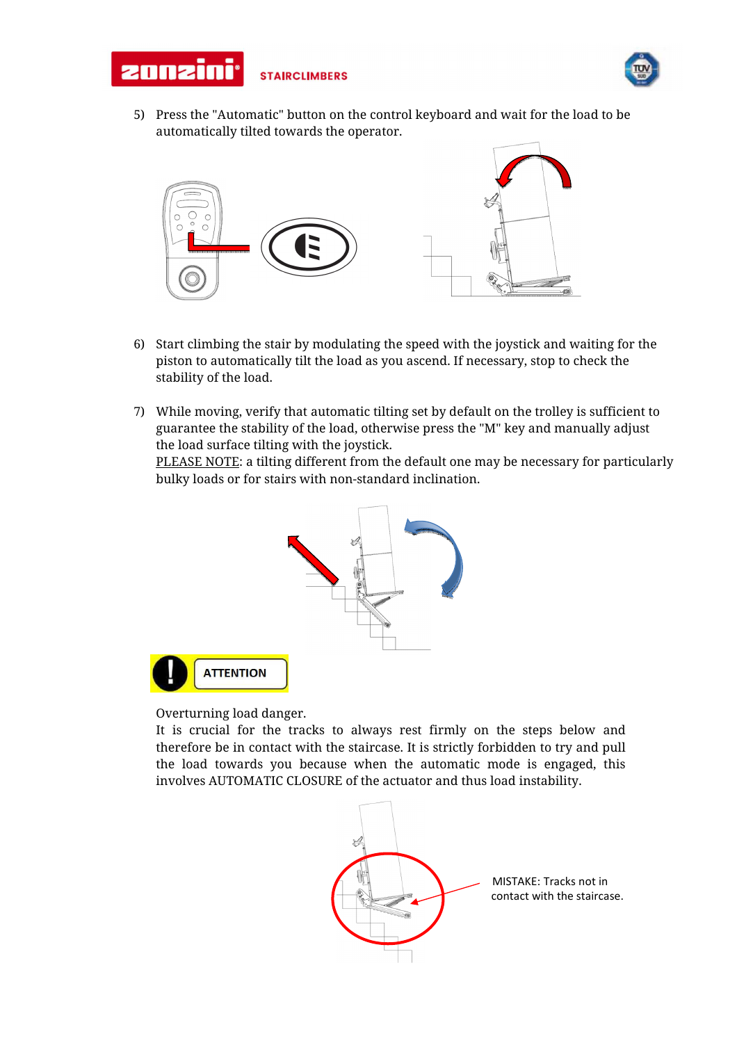5) Press the "Automatic" button on the control keyboard and wait for the load to be automatically tilted towards the operator.

6) Start climbing the stair by modulating the speed with the joystick and waiting for the piston to automatically tilt the load as you ascend. If necessary, stop to check the stability of the load.

7) While moving, verify that automatic tilting set by default on the trolley is sufficient to guarantee the stability of the load, otherwise press the "M" key and manually adjust the load surface tilting with the joystick.
   PLEASE NOTE: a tilting different from the default one may be necessary for particularly bulky loads or for stairs with non-standard inclination.

**ATTENTION**

Overturning load danger.
It is crucial for the tracks to always rest firmly on the steps below and therefore be in contact with the staircase. It is strictly forbidden to try and pull the load towards you because when the automatic mode is engaged, this involves AUTOMATIC CLOSURE of the actuator and thus load instability.

MISTAKE: Tracks not in contact with the staircase.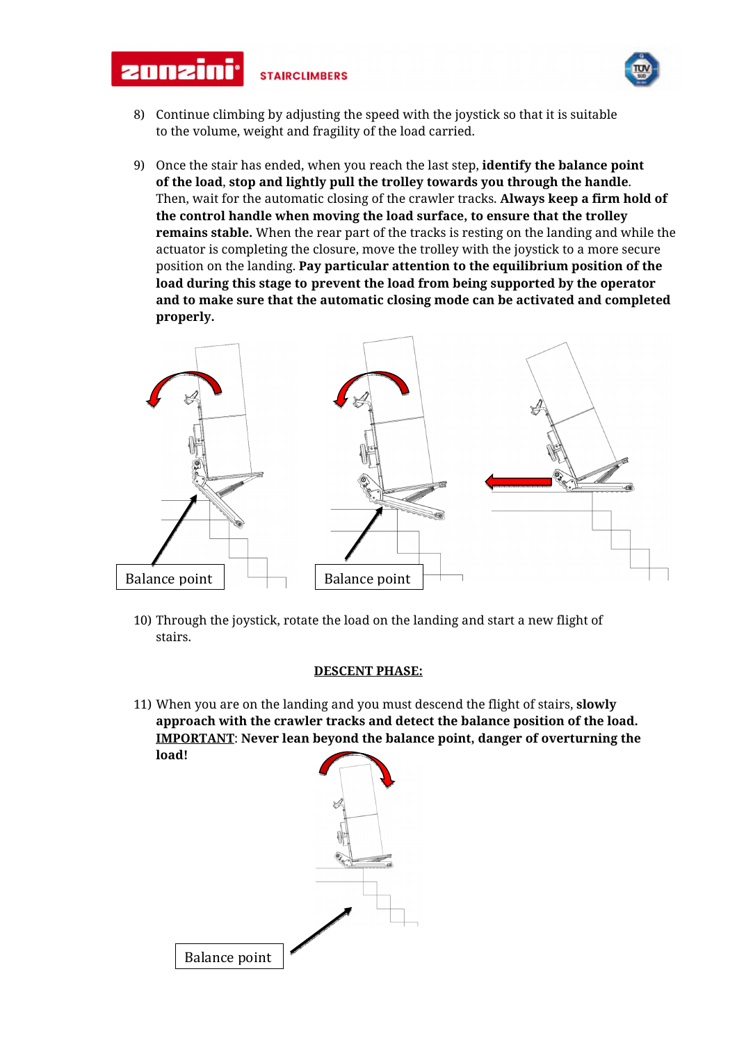8) Continue climbing by adjusting the speed with the joystick so that it is suitable to the volume, weight and fragility of the load carried.

9) Once the stair has ended, when you reach the last step, **identify the balance point of the load**, **stop and lightly pull the trolley towards you through the handle**. Then, wait for the automatic closing of the crawler tracks. **Always keep a firm hold of the control handle when moving the load surface, to ensure that the trolley remains stable.** When the rear part of the tracks is resting on the landing and while the actuator is completing the closure, move the trolley with the joystick to a more secure position on the landing. **Pay particular attention to the equilibrium position of the load during this stage to prevent the load from being supported by the operator and to make sure that the automatic closing mode can be activated and completed properly.**

Balance point

Balance point

10) Through the joystick, rotate the load on the landing and start a new flight of stairs.

**DESCENT PHASE:**

11) When you are on the landing and you must descend the flight of stairs, **slowly approach with the crawler tracks and detect the balance position of the load.** **IMPORTANT: Never lean beyond the balance point, danger of overturning the load!**

Balance point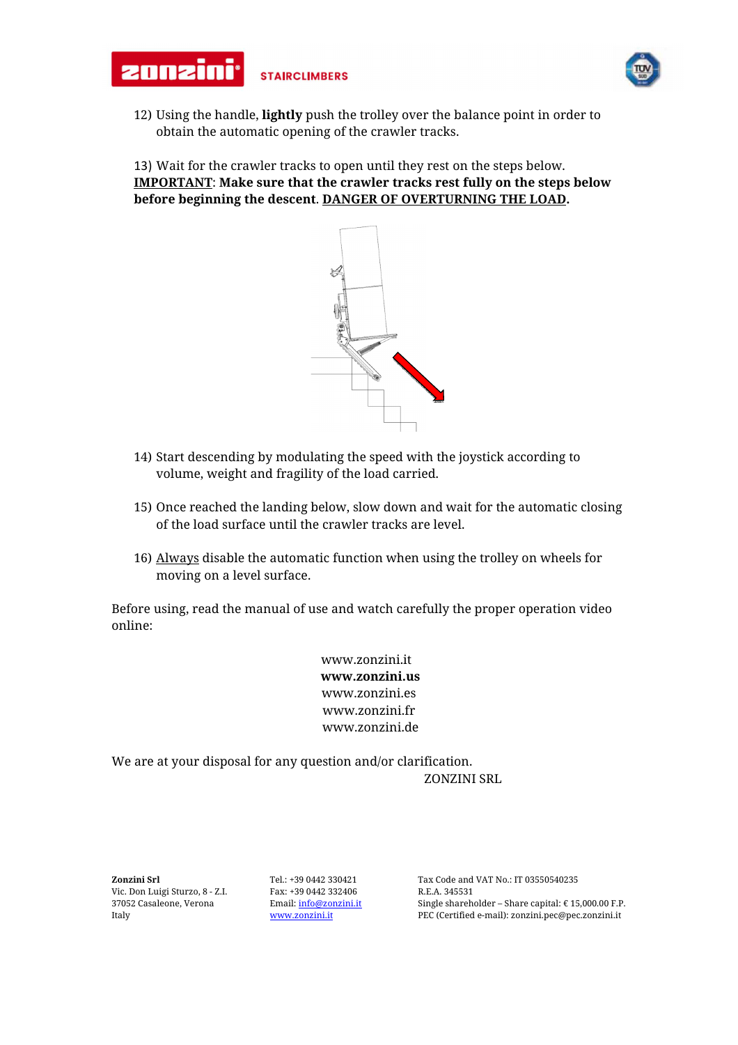12) Using the handle, **lightly** push the trolley over the balance point in order to obtain the automatic opening of the crawler tracks.

13) Wait for the crawler tracks to open until they rest on the steps below.
<u>**IMPORTANT**</u>: **Make sure that the crawler tracks rest fully on the steps below before beginning the descent**. <u>**DANGER OF OVERTURNING THE LOAD**</u>.

14) Start descending by modulating the speed with the joystick according to volume, weight and fragility of the load carried.

15) Once reached the landing below, slow down and wait for the automatic closing of the load surface until the crawler tracks are level.

16) <u>Always</u> disable the automatic function when using the trolley on wheels for moving on a level surface.

Before using, read the manual of use and watch carefully the proper operation video online:

www.zonzini.it
**www.zonzini.us**
www.zonzini.es
www.zonzini.fr
www.zonzini.de

We are at your disposal for any question and/or clarification.

ZONZINI SRL

**Zonzini Srl**
Vic. Don Luigi Sturzo, 8 - Z.I.
37052 Casaleone, Verona
Italy

Tel.: +39 0442 330421
Fax: +39 0442 332406
Email: info@zonzini.it
www.zonzini.it

Tax Code and VAT No.: IT 03550540235
R.E.A. 345531
Single shareholder – Share capital: € 15,000.00 F.P.
PEC (Certified e-mail): zonzini.pec@pec.zonzini.it